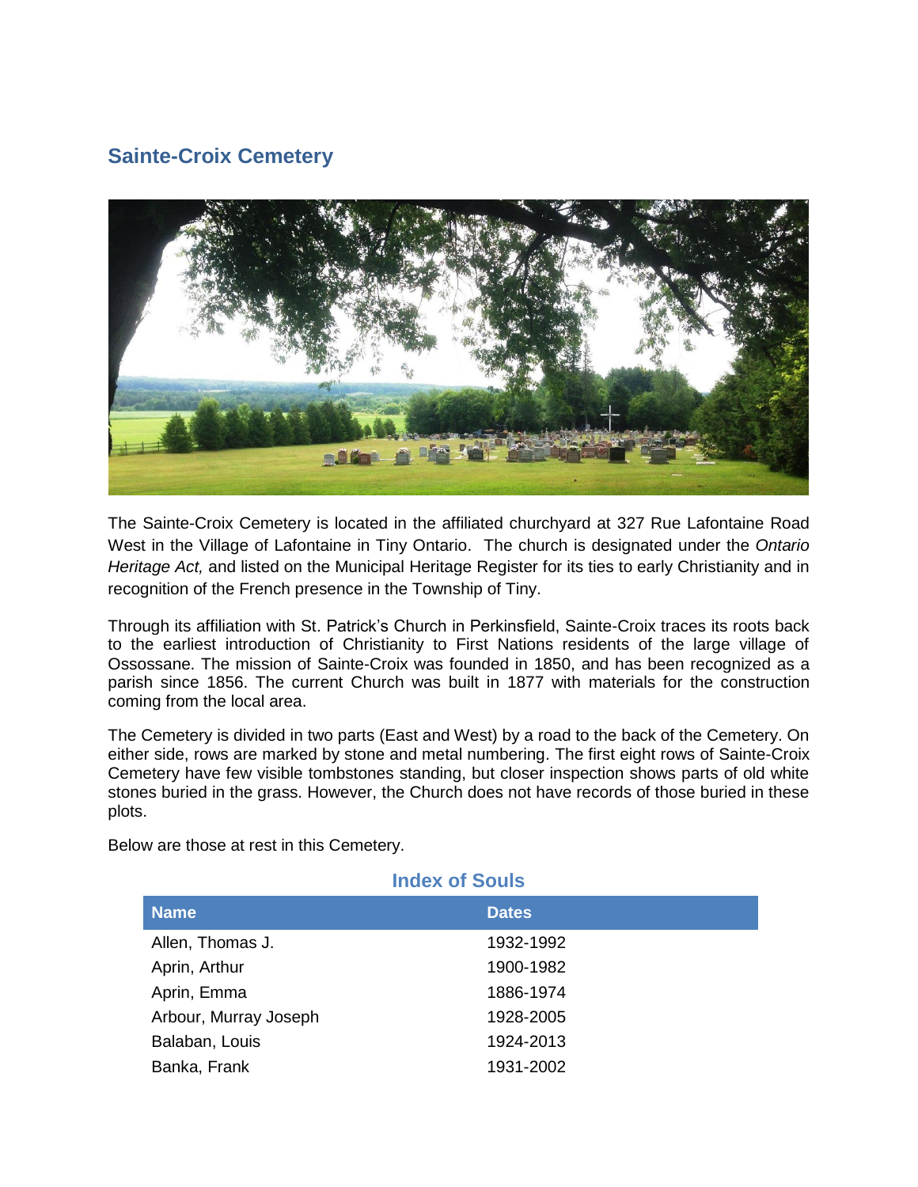## Sainte-Croix Cemetery

The Sainte-Croix Cemetery is located in the affiliated churchyard at 327 Rue Lafontaine Road West in the Village of Lafontaine in Tiny Ontario. The church is designated under the *Ontario Heritage Act,* and listed on the Municipal Heritage Register for its ties to early Christianity and in recognition of the French presence in the Township of Tiny.

Through its affiliation with St. Patrick's Church in Perkinsfield, Sainte-Croix traces its roots back to the earliest introduction of Christianity to First Nations residents of the large village of Ossossane. The mission of Sainte-Croix was founded in 1850, and has been recognized as a parish since 1856. The current Church was built in 1877 with materials for the construction coming from the local area.

The Cemetery is divided in two parts (East and West) by a road to the back of the Cemetery. On either side, rows are marked by stone and metal numbering. The first eight rows of Sainte-Croix Cemetery have few visible tombstones standing, but closer inspection shows parts of old white stones buried in the grass. However, the Church does not have records of those buried in these plots.

Below are those at rest in this Cemetery.

### Index of Souls

| Name | Dates |
| --- | --- |
| Allen, Thomas J. | 1932-1992 |
| Aprin, Arthur | 1900-1982 |
| Aprin, Emma | 1886-1974 |
| Arbour, Murray Joseph | 1928-2005 |
| Balaban, Louis | 1924-2013 |
| Banka, Frank | 1931-2002 |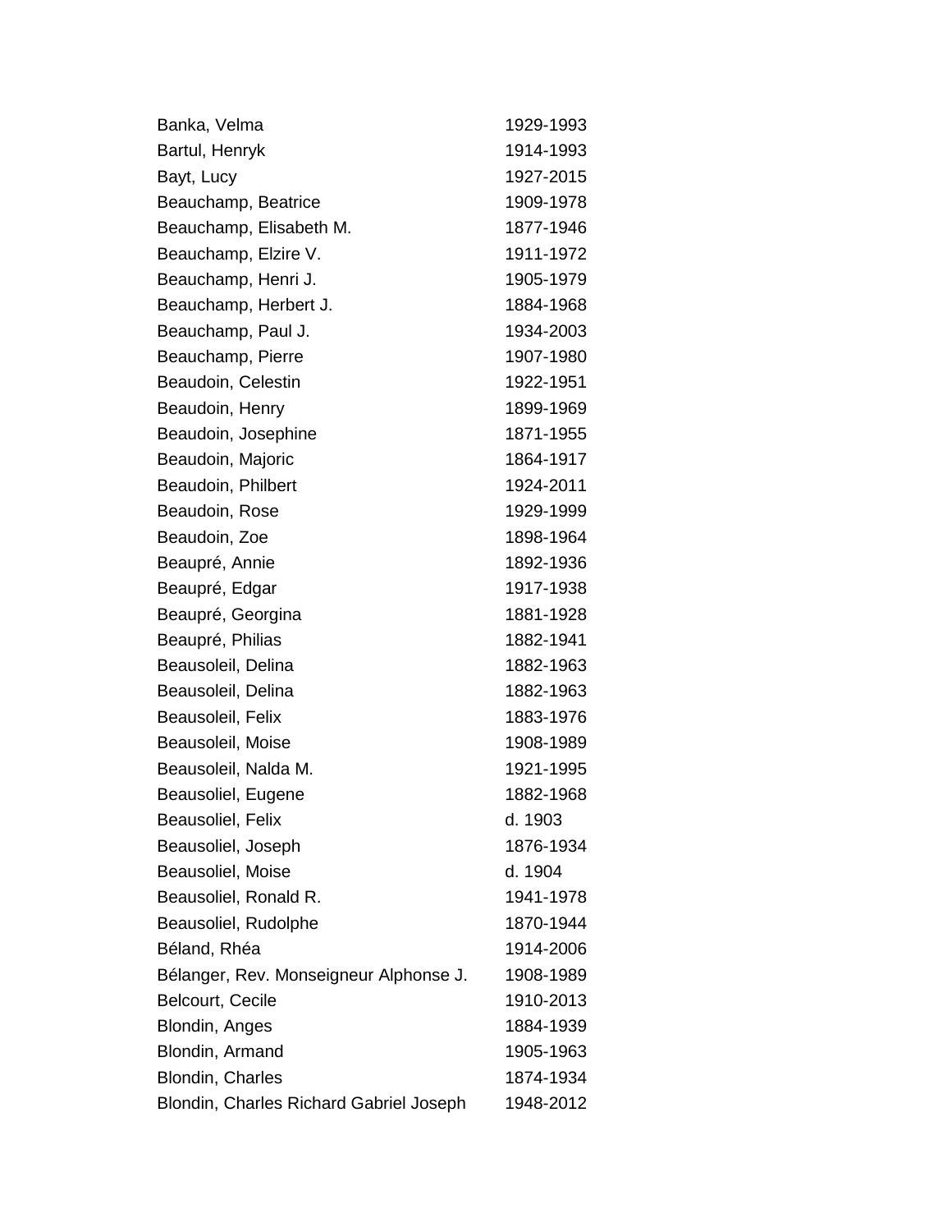| | |
|---|---|
| Banka, Velma | 1929-1993 |
| Bartul, Henryk | 1914-1993 |
| Bayt, Lucy | 1927-2015 |
| Beauchamp, Beatrice | 1909-1978 |
| Beauchamp, Elisabeth M. | 1877-1946 |
| Beauchamp, Elzire V. | 1911-1972 |
| Beauchamp, Henri J. | 1905-1979 |
| Beauchamp, Herbert J. | 1884-1968 |
| Beauchamp, Paul J. | 1934-2003 |
| Beauchamp, Pierre | 1907-1980 |
| Beaudoin, Celestin | 1922-1951 |
| Beaudoin, Henry | 1899-1969 |
| Beaudoin, Josephine | 1871-1955 |
| Beaudoin, Majoric | 1864-1917 |
| Beaudoin, Philbert | 1924-2011 |
| Beaudoin, Rose | 1929-1999 |
| Beaudoin, Zoe | 1898-1964 |
| Beaupré, Annie | 1892-1936 |
| Beaupré, Edgar | 1917-1938 |
| Beaupré, Georgina | 1881-1928 |
| Beaupré, Philias | 1882-1941 |
| Beausoleil, Delina | 1882-1963 |
| Beausoleil, Delina | 1882-1963 |
| Beausoleil, Felix | 1883-1976 |
| Beausoleil, Moise | 1908-1989 |
| Beausoleil, Nalda M. | 1921-1995 |
| Beausoliel, Eugene | 1882-1968 |
| Beausoliel, Felix | d. 1903 |
| Beausoliel, Joseph | 1876-1934 |
| Beausoliel, Moise | d. 1904 |
| Beausoliel, Ronald R. | 1941-1978 |
| Beausoliel, Rudolphe | 1870-1944 |
| Béland, Rhéa | 1914-2006 |
| Bélanger, Rev. Monseigneur Alphonse J. | 1908-1989 |
| Belcourt, Cecile | 1910-2013 |
| Blondin, Anges | 1884-1939 |
| Blondin, Armand | 1905-1963 |
| Blondin, Charles | 1874-1934 |
| Blondin, Charles Richard Gabriel Joseph | 1948-2012 |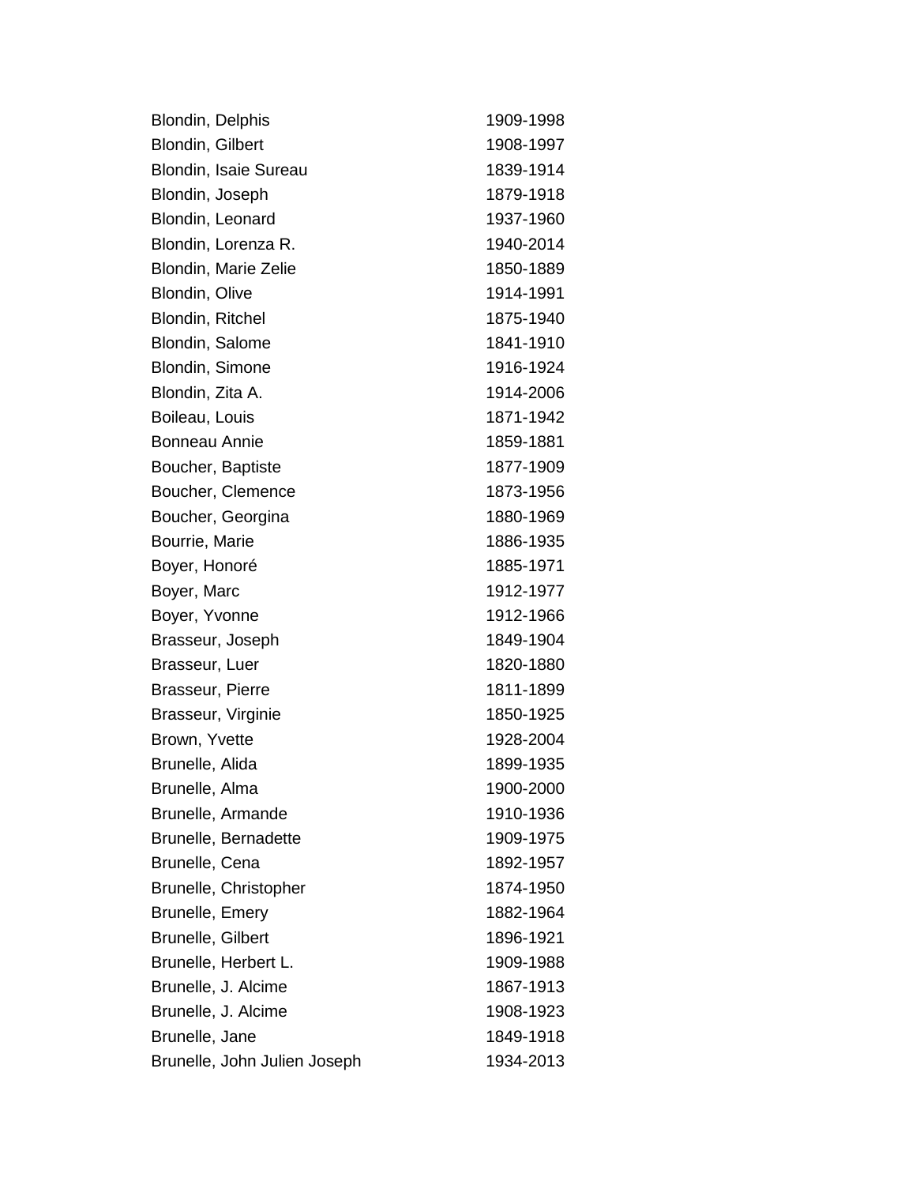| | |
|---|---|
| Blondin, Delphis | 1909-1998 |
| Blondin, Gilbert | 1908-1997 |
| Blondin, Isaie Sureau | 1839-1914 |
| Blondin, Joseph | 1879-1918 |
| Blondin, Leonard | 1937-1960 |
| Blondin, Lorenza R. | 1940-2014 |
| Blondin, Marie Zelie | 1850-1889 |
| Blondin, Olive | 1914-1991 |
| Blondin, Ritchel | 1875-1940 |
| Blondin, Salome | 1841-1910 |
| Blondin, Simone | 1916-1924 |
| Blondin, Zita A. | 1914-2006 |
| Boileau, Louis | 1871-1942 |
| Bonneau Annie | 1859-1881 |
| Boucher, Baptiste | 1877-1909 |
| Boucher, Clemence | 1873-1956 |
| Boucher, Georgina | 1880-1969 |
| Bourrie, Marie | 1886-1935 |
| Boyer, Honoré | 1885-1971 |
| Boyer, Marc | 1912-1977 |
| Boyer, Yvonne | 1912-1966 |
| Brasseur, Joseph | 1849-1904 |
| Brasseur, Luer | 1820-1880 |
| Brasseur, Pierre | 1811-1899 |
| Brasseur, Virginie | 1850-1925 |
| Brown, Yvette | 1928-2004 |
| Brunelle, Alida | 1899-1935 |
| Brunelle, Alma | 1900-2000 |
| Brunelle, Armande | 1910-1936 |
| Brunelle, Bernadette | 1909-1975 |
| Brunelle, Cena | 1892-1957 |
| Brunelle, Christopher | 1874-1950 |
| Brunelle, Emery | 1882-1964 |
| Brunelle, Gilbert | 1896-1921 |
| Brunelle, Herbert L. | 1909-1988 |
| Brunelle, J. Alcime | 1867-1913 |
| Brunelle, J. Alcime | 1908-1923 |
| Brunelle, Jane | 1849-1918 |
| Brunelle, John Julien Joseph | 1934-2013 |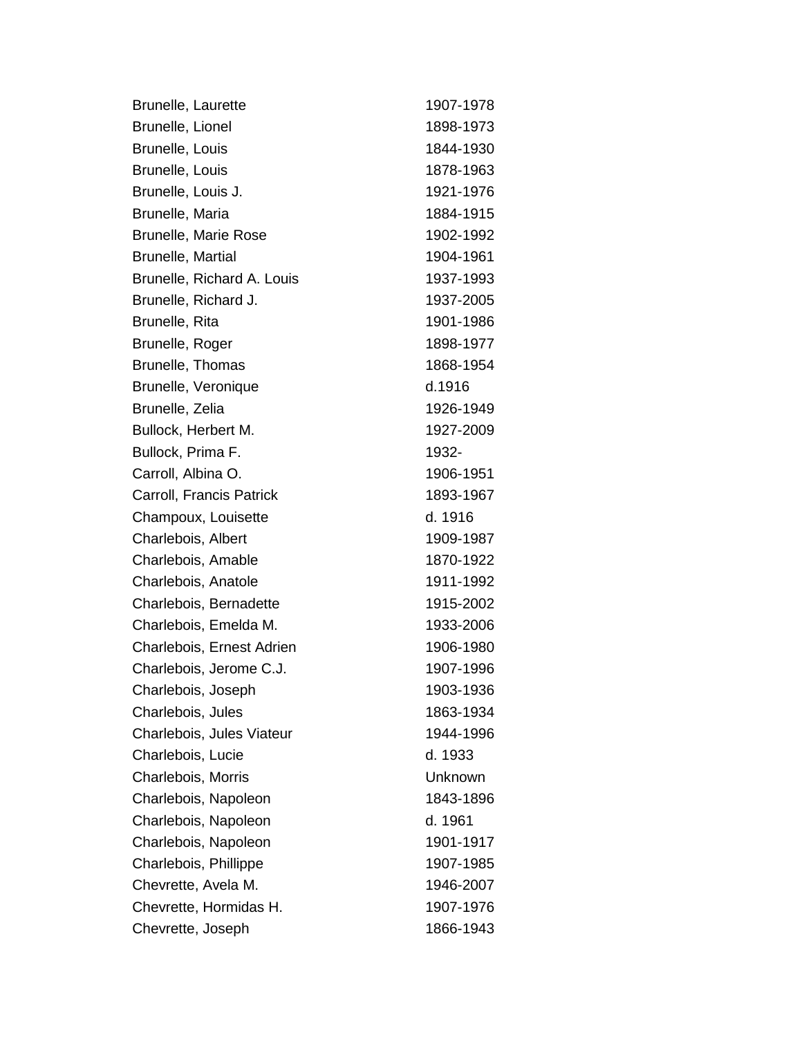| | |
|---|---|
| Brunelle, Laurette | 1907-1978 |
| Brunelle, Lionel | 1898-1973 |
| Brunelle, Louis | 1844-1930 |
| Brunelle, Louis | 1878-1963 |
| Brunelle, Louis J. | 1921-1976 |
| Brunelle, Maria | 1884-1915 |
| Brunelle, Marie Rose | 1902-1992 |
| Brunelle, Martial | 1904-1961 |
| Brunelle, Richard A. Louis | 1937-1993 |
| Brunelle, Richard J. | 1937-2005 |
| Brunelle, Rita | 1901-1986 |
| Brunelle, Roger | 1898-1977 |
| Brunelle, Thomas | 1868-1954 |
| Brunelle, Veronique | d.1916 |
| Brunelle, Zelia | 1926-1949 |
| Bullock, Herbert M. | 1927-2009 |
| Bullock, Prima F. | 1932- |
| Carroll, Albina O. | 1906-1951 |
| Carroll, Francis Patrick | 1893-1967 |
| Champoux, Louisette | d. 1916 |
| Charlebois, Albert | 1909-1987 |
| Charlebois, Amable | 1870-1922 |
| Charlebois, Anatole | 1911-1992 |
| Charlebois, Bernadette | 1915-2002 |
| Charlebois, Emelda M. | 1933-2006 |
| Charlebois, Ernest Adrien | 1906-1980 |
| Charlebois, Jerome C.J. | 1907-1996 |
| Charlebois, Joseph | 1903-1936 |
| Charlebois, Jules | 1863-1934 |
| Charlebois, Jules Viateur | 1944-1996 |
| Charlebois, Lucie | d. 1933 |
| Charlebois, Morris | Unknown |
| Charlebois, Napoleon | 1843-1896 |
| Charlebois, Napoleon | d. 1961 |
| Charlebois, Napoleon | 1901-1917 |
| Charlebois, Phillippe | 1907-1985 |
| Chevrette, Avela M. | 1946-2007 |
| Chevrette, Hormidas H. | 1907-1976 |
| Chevrette, Joseph | 1866-1943 |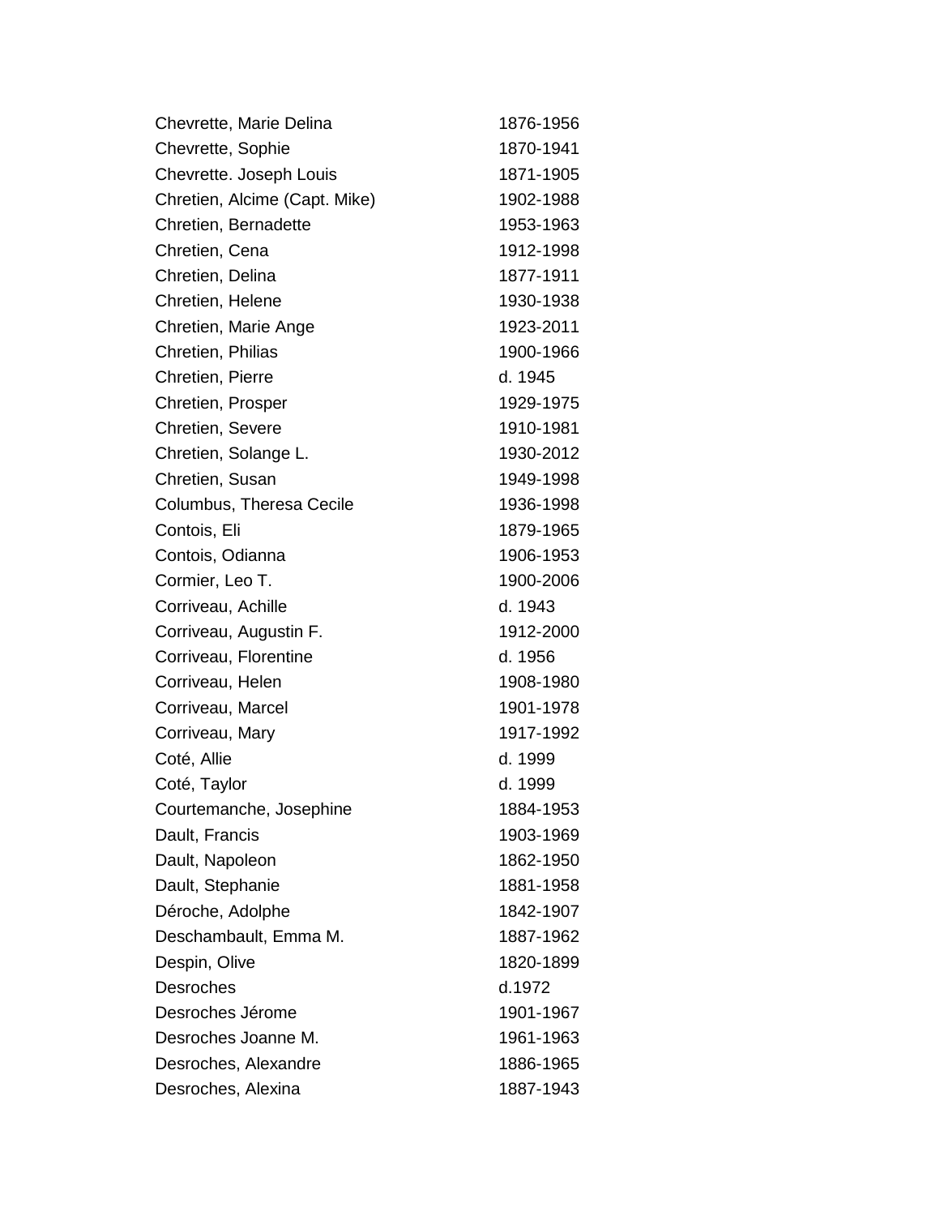| | |
|---|---|
| Chevrette, Marie Delina | 1876-1956 |
| Chevrette, Sophie | 1870-1941 |
| Chevrette. Joseph Louis | 1871-1905 |
| Chretien, Alcime (Capt. Mike) | 1902-1988 |
| Chretien, Bernadette | 1953-1963 |
| Chretien, Cena | 1912-1998 |
| Chretien, Delina | 1877-1911 |
| Chretien, Helene | 1930-1938 |
| Chretien, Marie Ange | 1923-2011 |
| Chretien, Philias | 1900-1966 |
| Chretien, Pierre | d. 1945 |
| Chretien, Prosper | 1929-1975 |
| Chretien, Severe | 1910-1981 |
| Chretien, Solange L. | 1930-2012 |
| Chretien, Susan | 1949-1998 |
| Columbus, Theresa Cecile | 1936-1998 |
| Contois, Eli | 1879-1965 |
| Contois, Odianna | 1906-1953 |
| Cormier, Leo T. | 1900-2006 |
| Corriveau, Achille | d. 1943 |
| Corriveau, Augustin F. | 1912-2000 |
| Corriveau, Florentine | d. 1956 |
| Corriveau, Helen | 1908-1980 |
| Corriveau, Marcel | 1901-1978 |
| Corriveau, Mary | 1917-1992 |
| Coté, Allie | d. 1999 |
| Coté, Taylor | d. 1999 |
| Courtemanche, Josephine | 1884-1953 |
| Dault, Francis | 1903-1969 |
| Dault, Napoleon | 1862-1950 |
| Dault, Stephanie | 1881-1958 |
| Déroche, Adolphe | 1842-1907 |
| Deschambault, Emma M. | 1887-1962 |
| Despin, Olive | 1820-1899 |
| Desroches | d.1972 |
| Desroches Jérome | 1901-1967 |
| Desroches Joanne M. | 1961-1963 |
| Desroches, Alexandre | 1886-1965 |
| Desroches, Alexina | 1887-1943 |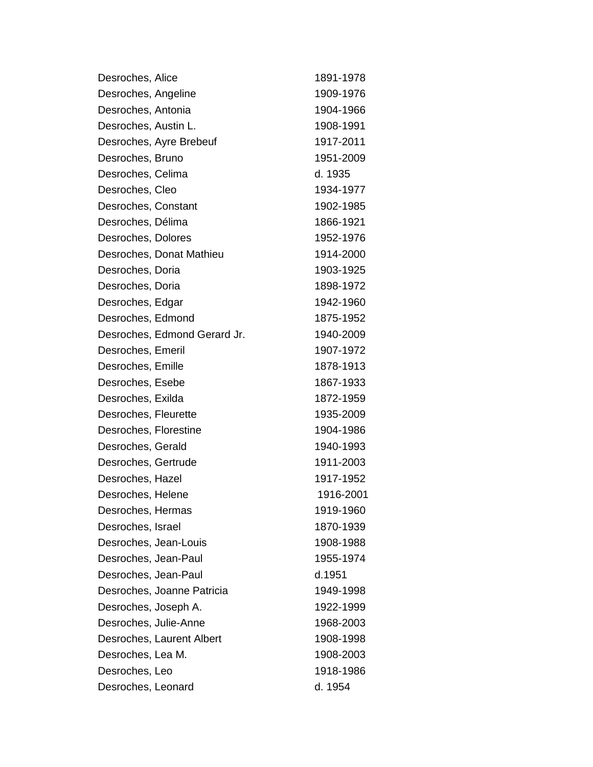| | |
|---|---|
| Desroches, Alice | 1891-1978 |
| Desroches, Angeline | 1909-1976 |
| Desroches, Antonia | 1904-1966 |
| Desroches, Austin L. | 1908-1991 |
| Desroches, Ayre Brebeuf | 1917-2011 |
| Desroches, Bruno | 1951-2009 |
| Desroches, Celima | d. 1935 |
| Desroches, Cleo | 1934-1977 |
| Desroches, Constant | 1902-1985 |
| Desroches, Délima | 1866-1921 |
| Desroches, Dolores | 1952-1976 |
| Desroches, Donat Mathieu | 1914-2000 |
| Desroches, Doria | 1903-1925 |
| Desroches, Doria | 1898-1972 |
| Desroches, Edgar | 1942-1960 |
| Desroches, Edmond | 1875-1952 |
| Desroches, Edmond Gerard Jr. | 1940-2009 |
| Desroches, Emeril | 1907-1972 |
| Desroches, Emille | 1878-1913 |
| Desroches, Esebe | 1867-1933 |
| Desroches, Exilda | 1872-1959 |
| Desroches, Fleurette | 1935-2009 |
| Desroches, Florestine | 1904-1986 |
| Desroches, Gerald | 1940-1993 |
| Desroches, Gertrude | 1911-2003 |
| Desroches, Hazel | 1917-1952 |
| Desroches, Helene | 1916-2001 |
| Desroches, Hermas | 1919-1960 |
| Desroches, Israel | 1870-1939 |
| Desroches, Jean-Louis | 1908-1988 |
| Desroches, Jean-Paul | 1955-1974 |
| Desroches, Jean-Paul | d.1951 |
| Desroches, Joanne Patricia | 1949-1998 |
| Desroches, Joseph A. | 1922-1999 |
| Desroches, Julie-Anne | 1968-2003 |
| Desroches, Laurent Albert | 1908-1998 |
| Desroches, Lea M. | 1908-2003 |
| Desroches, Leo | 1918-1986 |
| Desroches, Leonard | d. 1954 |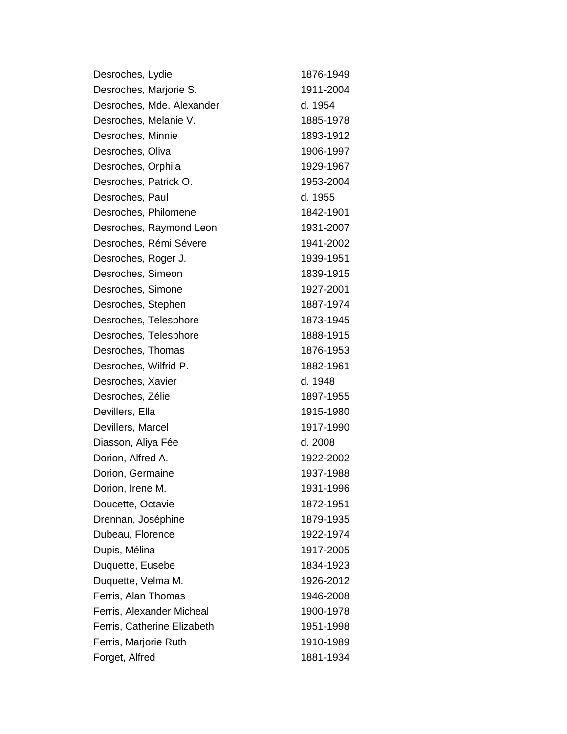| | |
|---|---|
| Desroches, Lydie | 1876-1949 |
| Desroches, Marjorie S. | 1911-2004 |
| Desroches, Mde. Alexander | d. 1954 |
| Desroches, Melanie V. | 1885-1978 |
| Desroches, Minnie | 1893-1912 |
| Desroches, Oliva | 1906-1997 |
| Desroches, Orphila | 1929-1967 |
| Desroches, Patrick O. | 1953-2004 |
| Desroches, Paul | d. 1955 |
| Desroches, Philomene | 1842-1901 |
| Desroches, Raymond Leon | 1931-2007 |
| Desroches, Rémi Sévere | 1941-2002 |
| Desroches, Roger J. | 1939-1951 |
| Desroches, Simeon | 1839-1915 |
| Desroches, Simone | 1927-2001 |
| Desroches, Stephen | 1887-1974 |
| Desroches, Telesphore | 1873-1945 |
| Desroches, Telesphore | 1888-1915 |
| Desroches, Thomas | 1876-1953 |
| Desroches, Wilfrid P. | 1882-1961 |
| Desroches, Xavier | d. 1948 |
| Desroches, Zélie | 1897-1955 |
| Devillers, Ella | 1915-1980 |
| Devillers, Marcel | 1917-1990 |
| Diasson, Aliya Fée | d. 2008 |
| Dorion, Alfred A. | 1922-2002 |
| Dorion, Germaine | 1937-1988 |
| Dorion, Irene M. | 1931-1996 |
| Doucette, Octavie | 1872-1951 |
| Drennan, Joséphine | 1879-1935 |
| Dubeau, Florence | 1922-1974 |
| Dupis, Mélina | 1917-2005 |
| Duquette, Eusebe | 1834-1923 |
| Duquette, Velma M. | 1926-2012 |
| Ferris, Alan Thomas | 1946-2008 |
| Ferris, Alexander Micheal | 1900-1978 |
| Ferris, Catherine Elizabeth | 1951-1998 |
| Ferris, Marjorie Ruth | 1910-1989 |
| Forget, Alfred | 1881-1934 |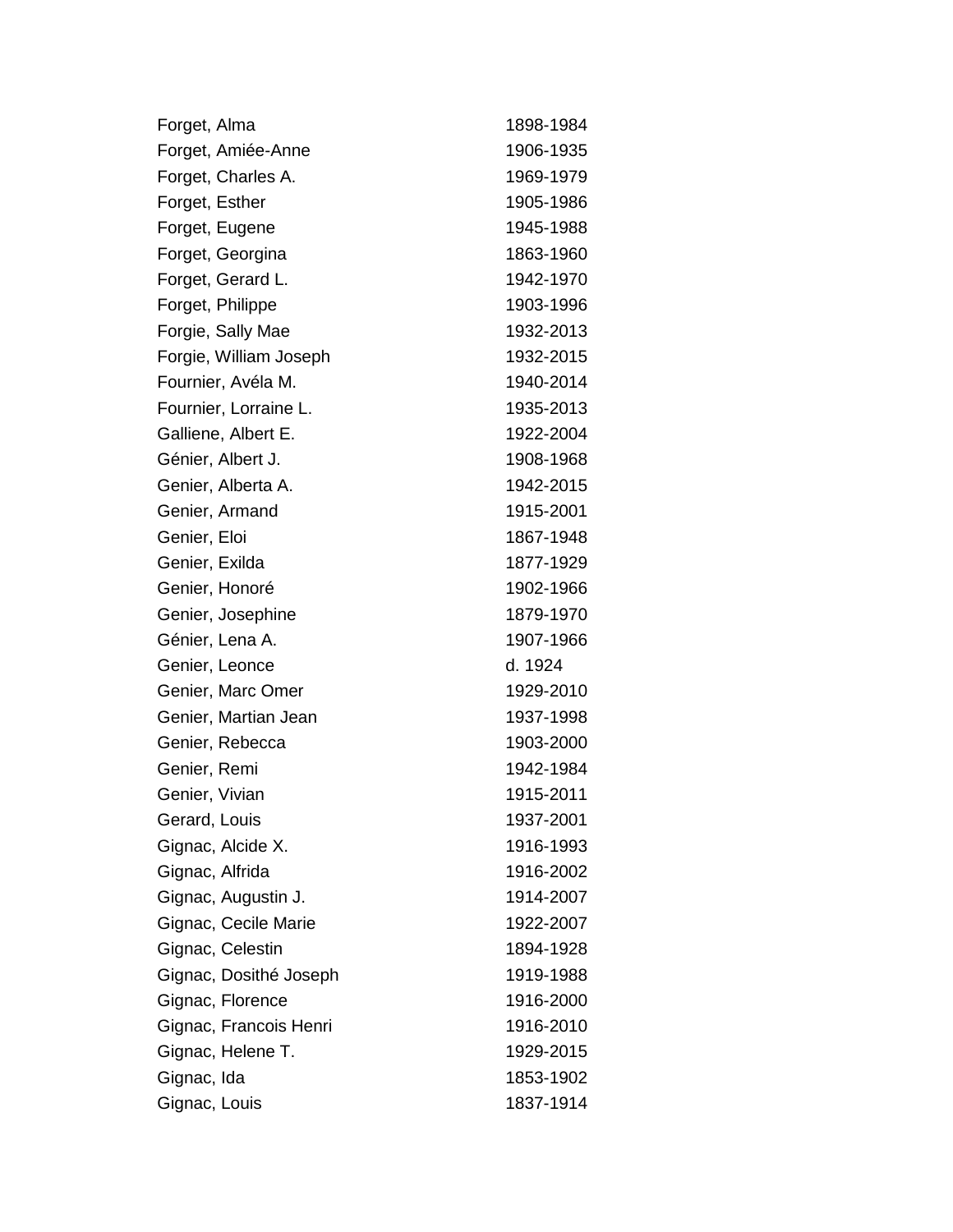| | |
|---|---|
| Forget, Alma | 1898-1984 |
| Forget, Amiée-Anne | 1906-1935 |
| Forget, Charles A. | 1969-1979 |
| Forget, Esther | 1905-1986 |
| Forget, Eugene | 1945-1988 |
| Forget, Georgina | 1863-1960 |
| Forget, Gerard L. | 1942-1970 |
| Forget, Philippe | 1903-1996 |
| Forgie, Sally Mae | 1932-2013 |
| Forgie, William Joseph | 1932-2015 |
| Fournier, Avéla M. | 1940-2014 |
| Fournier, Lorraine L. | 1935-2013 |
| Galliene, Albert E. | 1922-2004 |
| Génier, Albert J. | 1908-1968 |
| Genier, Alberta A. | 1942-2015 |
| Genier, Armand | 1915-2001 |
| Genier, Eloi | 1867-1948 |
| Genier, Exilda | 1877-1929 |
| Genier, Honoré | 1902-1966 |
| Genier, Josephine | 1879-1970 |
| Génier, Lena A. | 1907-1966 |
| Genier, Leonce | d. 1924 |
| Genier, Marc Omer | 1929-2010 |
| Genier, Martian Jean | 1937-1998 |
| Genier, Rebecca | 1903-2000 |
| Genier, Remi | 1942-1984 |
| Genier, Vivian | 1915-2011 |
| Gerard, Louis | 1937-2001 |
| Gignac, Alcide X. | 1916-1993 |
| Gignac, Alfrida | 1916-2002 |
| Gignac, Augustin J. | 1914-2007 |
| Gignac, Cecile Marie | 1922-2007 |
| Gignac, Celestin | 1894-1928 |
| Gignac, Dosithé Joseph | 1919-1988 |
| Gignac, Florence | 1916-2000 |
| Gignac, Francois Henri | 1916-2010 |
| Gignac, Helene T. | 1929-2015 |
| Gignac, Ida | 1853-1902 |
| Gignac, Louis | 1837-1914 |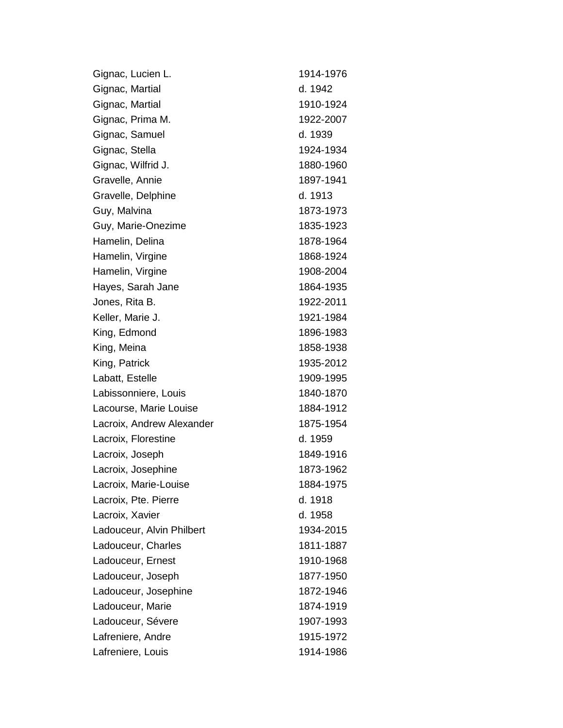| | |
|---|---|
| Gignac, Lucien L. | 1914-1976 |
| Gignac, Martial | d. 1942 |
| Gignac, Martial | 1910-1924 |
| Gignac, Prima M. | 1922-2007 |
| Gignac, Samuel | d. 1939 |
| Gignac, Stella | 1924-1934 |
| Gignac, Wilfrid J. | 1880-1960 |
| Gravelle, Annie | 1897-1941 |
| Gravelle, Delphine | d. 1913 |
| Guy, Malvina | 1873-1973 |
| Guy, Marie-Onezime | 1835-1923 |
| Hamelin, Delina | 1878-1964 |
| Hamelin, Virgine | 1868-1924 |
| Hamelin, Virgine | 1908-2004 |
| Hayes, Sarah Jane | 1864-1935 |
| Jones, Rita B. | 1922-2011 |
| Keller, Marie J. | 1921-1984 |
| King, Edmond | 1896-1983 |
| King, Meina | 1858-1938 |
| King, Patrick | 1935-2012 |
| Labatt, Estelle | 1909-1995 |
| Labissonniere, Louis | 1840-1870 |
| Lacourse, Marie Louise | 1884-1912 |
| Lacroix, Andrew Alexander | 1875-1954 |
| Lacroix, Florestine | d. 1959 |
| Lacroix, Joseph | 1849-1916 |
| Lacroix, Josephine | 1873-1962 |
| Lacroix, Marie-Louise | 1884-1975 |
| Lacroix, Pte. Pierre | d. 1918 |
| Lacroix, Xavier | d. 1958 |
| Ladouceur, Alvin Philbert | 1934-2015 |
| Ladouceur, Charles | 1811-1887 |
| Ladouceur, Ernest | 1910-1968 |
| Ladouceur, Joseph | 1877-1950 |
| Ladouceur, Josephine | 1872-1946 |
| Ladouceur, Marie | 1874-1919 |
| Ladouceur, Sévere | 1907-1993 |
| Lafreniere, Andre | 1915-1972 |
| Lafreniere, Louis | 1914-1986 |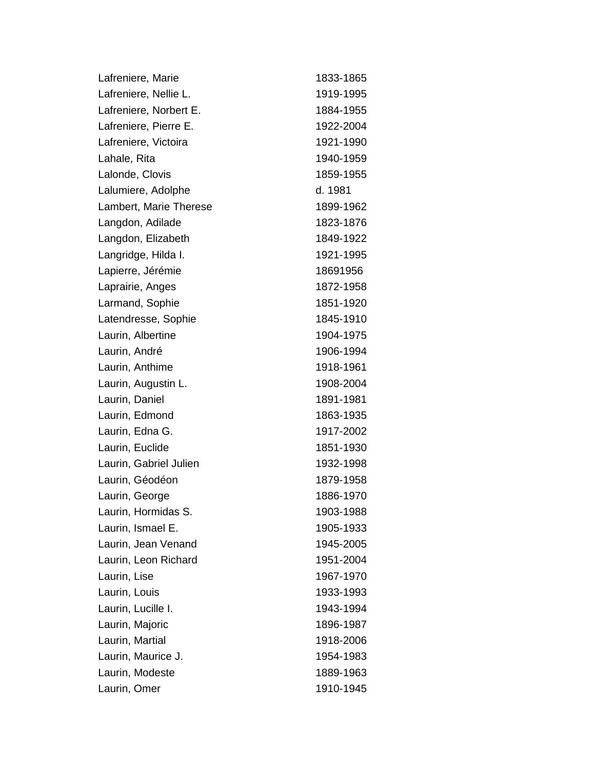| | |
|---|---|
| Lafreniere, Marie | 1833-1865 |
| Lafreniere, Nellie L. | 1919-1995 |
| Lafreniere, Norbert E. | 1884-1955 |
| Lafreniere, Pierre E. | 1922-2004 |
| Lafreniere, Victoira | 1921-1990 |
| Lahale, Rita | 1940-1959 |
| Lalonde, Clovis | 1859-1955 |
| Lalumiere, Adolphe | d. 1981 |
| Lambert, Marie Therese | 1899-1962 |
| Langdon, Adilade | 1823-1876 |
| Langdon, Elizabeth | 1849-1922 |
| Langridge, Hilda I. | 1921-1995 |
| Lapierre, Jérémie | 18691956 |
| Laprairie, Anges | 1872-1958 |
| Larmand, Sophie | 1851-1920 |
| Latendresse, Sophie | 1845-1910 |
| Laurin, Albertine | 1904-1975 |
| Laurin, André | 1906-1994 |
| Laurin, Anthime | 1918-1961 |
| Laurin, Augustin L. | 1908-2004 |
| Laurin, Daniel | 1891-1981 |
| Laurin, Edmond | 1863-1935 |
| Laurin, Edna G. | 1917-2002 |
| Laurin, Euclide | 1851-1930 |
| Laurin, Gabriel Julien | 1932-1998 |
| Laurin, Géodéon | 1879-1958 |
| Laurin, George | 1886-1970 |
| Laurin, Hormidas S. | 1903-1988 |
| Laurin, Ismael E. | 1905-1933 |
| Laurin, Jean Venand | 1945-2005 |
| Laurin, Leon Richard | 1951-2004 |
| Laurin, Lise | 1967-1970 |
| Laurin, Louis | 1933-1993 |
| Laurin, Lucille I. | 1943-1994 |
| Laurin, Majoric | 1896-1987 |
| Laurin, Martial | 1918-2006 |
| Laurin, Maurice J. | 1954-1983 |
| Laurin, Modeste | 1889-1963 |
| Laurin, Omer | 1910-1945 |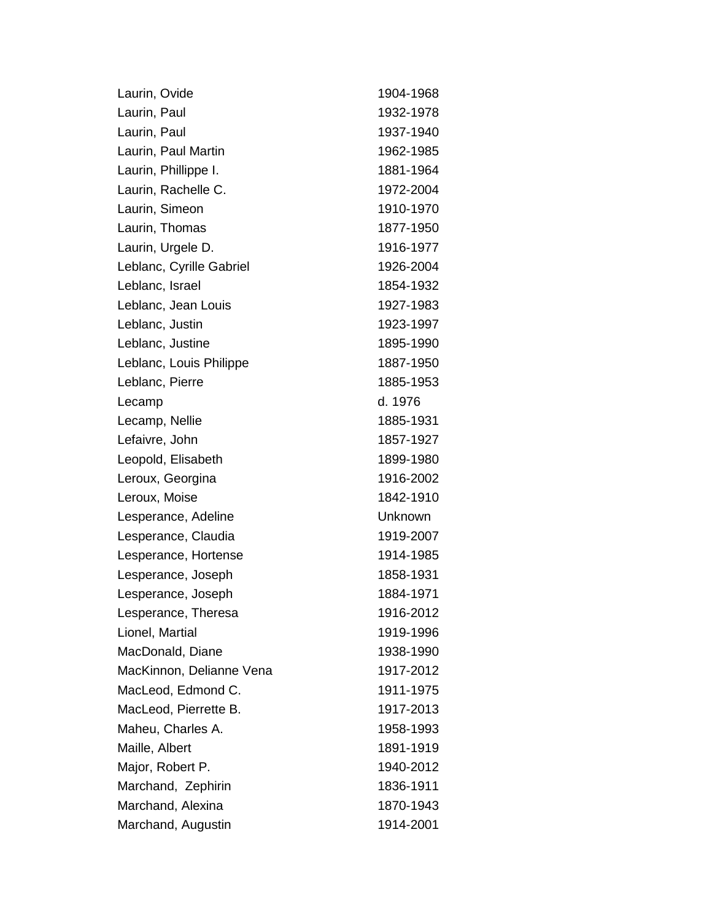| | |
|---|---|
| Laurin, Ovide | 1904-1968 |
| Laurin, Paul | 1932-1978 |
| Laurin, Paul | 1937-1940 |
| Laurin, Paul Martin | 1962-1985 |
| Laurin, Phillippe I. | 1881-1964 |
| Laurin, Rachelle C. | 1972-2004 |
| Laurin, Simeon | 1910-1970 |
| Laurin, Thomas | 1877-1950 |
| Laurin, Urgele D. | 1916-1977 |
| Leblanc, Cyrille Gabriel | 1926-2004 |
| Leblanc, Israel | 1854-1932 |
| Leblanc, Jean Louis | 1927-1983 |
| Leblanc, Justin | 1923-1997 |
| Leblanc, Justine | 1895-1990 |
| Leblanc, Louis Philippe | 1887-1950 |
| Leblanc, Pierre | 1885-1953 |
| Lecamp | d. 1976 |
| Lecamp, Nellie | 1885-1931 |
| Lefaivre, John | 1857-1927 |
| Leopold, Elisabeth | 1899-1980 |
| Leroux, Georgina | 1916-2002 |
| Leroux, Moise | 1842-1910 |
| Lesperance, Adeline | Unknown |
| Lesperance, Claudia | 1919-2007 |
| Lesperance, Hortense | 1914-1985 |
| Lesperance, Joseph | 1858-1931 |
| Lesperance, Joseph | 1884-1971 |
| Lesperance, Theresa | 1916-2012 |
| Lionel, Martial | 1919-1996 |
| MacDonald, Diane | 1938-1990 |
| MacKinnon, Delianne Vena | 1917-2012 |
| MacLeod, Edmond C. | 1911-1975 |
| MacLeod, Pierrette B. | 1917-2013 |
| Maheu, Charles A. | 1958-1993 |
| Maille, Albert | 1891-1919 |
| Major, Robert P. | 1940-2012 |
| Marchand, Zephirin | 1836-1911 |
| Marchand, Alexina | 1870-1943 |
| Marchand, Augustin | 1914-2001 |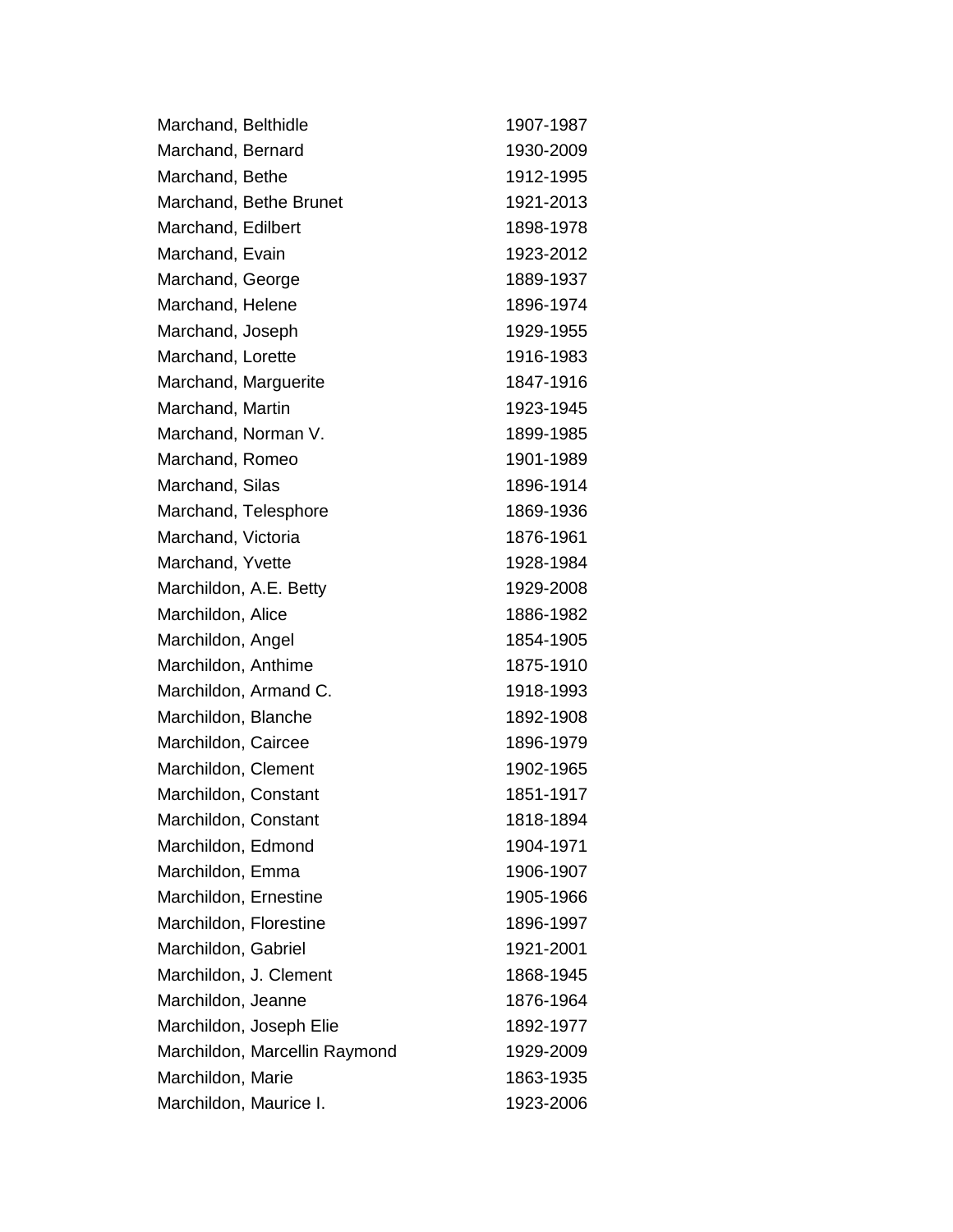| | |
|---|---|
| Marchand, Belthidle | 1907-1987 |
| Marchand, Bernard | 1930-2009 |
| Marchand, Bethe | 1912-1995 |
| Marchand, Bethe Brunet | 1921-2013 |
| Marchand, Edilbert | 1898-1978 |
| Marchand, Evain | 1923-2012 |
| Marchand, George | 1889-1937 |
| Marchand, Helene | 1896-1974 |
| Marchand, Joseph | 1929-1955 |
| Marchand, Lorette | 1916-1983 |
| Marchand, Marguerite | 1847-1916 |
| Marchand, Martin | 1923-1945 |
| Marchand, Norman V. | 1899-1985 |
| Marchand, Romeo | 1901-1989 |
| Marchand, Silas | 1896-1914 |
| Marchand, Telesphore | 1869-1936 |
| Marchand, Victoria | 1876-1961 |
| Marchand, Yvette | 1928-1984 |
| Marchildon, A.E. Betty | 1929-2008 |
| Marchildon, Alice | 1886-1982 |
| Marchildon, Angel | 1854-1905 |
| Marchildon, Anthime | 1875-1910 |
| Marchildon, Armand C. | 1918-1993 |
| Marchildon, Blanche | 1892-1908 |
| Marchildon, Caircee | 1896-1979 |
| Marchildon, Clement | 1902-1965 |
| Marchildon, Constant | 1851-1917 |
| Marchildon, Constant | 1818-1894 |
| Marchildon, Edmond | 1904-1971 |
| Marchildon, Emma | 1906-1907 |
| Marchildon, Ernestine | 1905-1966 |
| Marchildon, Florestine | 1896-1997 |
| Marchildon, Gabriel | 1921-2001 |
| Marchildon, J. Clement | 1868-1945 |
| Marchildon, Jeanne | 1876-1964 |
| Marchildon, Joseph Elie | 1892-1977 |
| Marchildon, Marcellin Raymond | 1929-2009 |
| Marchildon, Marie | 1863-1935 |
| Marchildon, Maurice I. | 1923-2006 |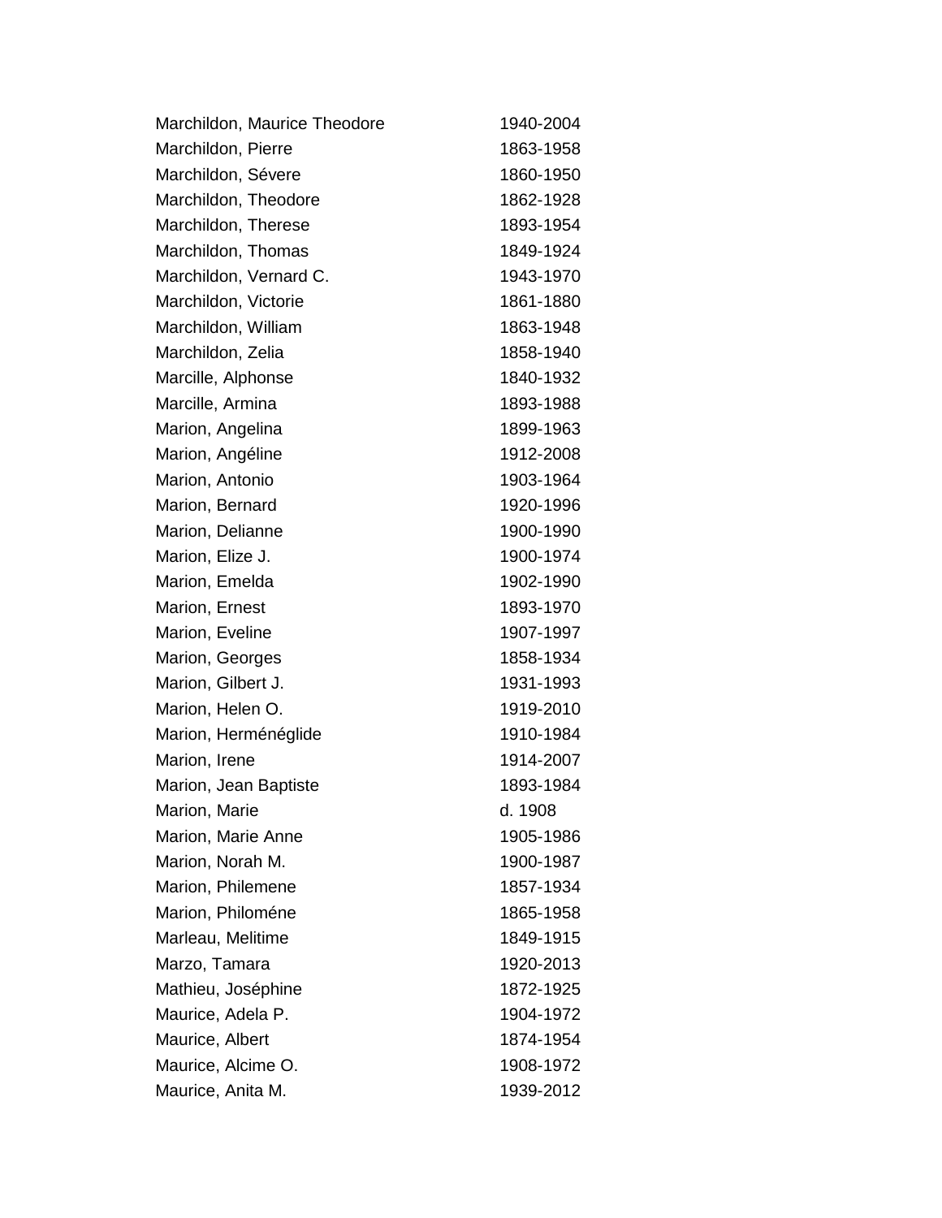| | |
|---|---|
| Marchildon, Maurice Theodore | 1940-2004 |
| Marchildon, Pierre | 1863-1958 |
| Marchildon, Sévere | 1860-1950 |
| Marchildon, Theodore | 1862-1928 |
| Marchildon, Therese | 1893-1954 |
| Marchildon, Thomas | 1849-1924 |
| Marchildon, Vernard C. | 1943-1970 |
| Marchildon, Victorie | 1861-1880 |
| Marchildon, William | 1863-1948 |
| Marchildon, Zelia | 1858-1940 |
| Marcille, Alphonse | 1840-1932 |
| Marcille, Armina | 1893-1988 |
| Marion, Angelina | 1899-1963 |
| Marion, Angéline | 1912-2008 |
| Marion, Antonio | 1903-1964 |
| Marion, Bernard | 1920-1996 |
| Marion, Delianne | 1900-1990 |
| Marion, Elize J. | 1900-1974 |
| Marion, Emelda | 1902-1990 |
| Marion, Ernest | 1893-1970 |
| Marion, Eveline | 1907-1997 |
| Marion, Georges | 1858-1934 |
| Marion, Gilbert J. | 1931-1993 |
| Marion, Helen O. | 1919-2010 |
| Marion, Herméné glide | 1910-1984 |
| Marion, Irene | 1914-2007 |
| Marion, Jean Baptiste | 1893-1984 |
| Marion, Marie | d. 1908 |
| Marion, Marie Anne | 1905-1986 |
| Marion, Norah M. | 1900-1987 |
| Marion, Philemene | 1857-1934 |
| Marion, Philoméne | 1865-1958 |
| Marleau, Melitime | 1849-1915 |
| Marzo, Tamara | 1920-2013 |
| Mathieu, Joséphine | 1872-1925 |
| Maurice, Adela P. | 1904-1972 |
| Maurice, Albert | 1874-1954 |
| Maurice, Alcime O. | 1908-1972 |
| Maurice, Anita M. | 1939-2012 |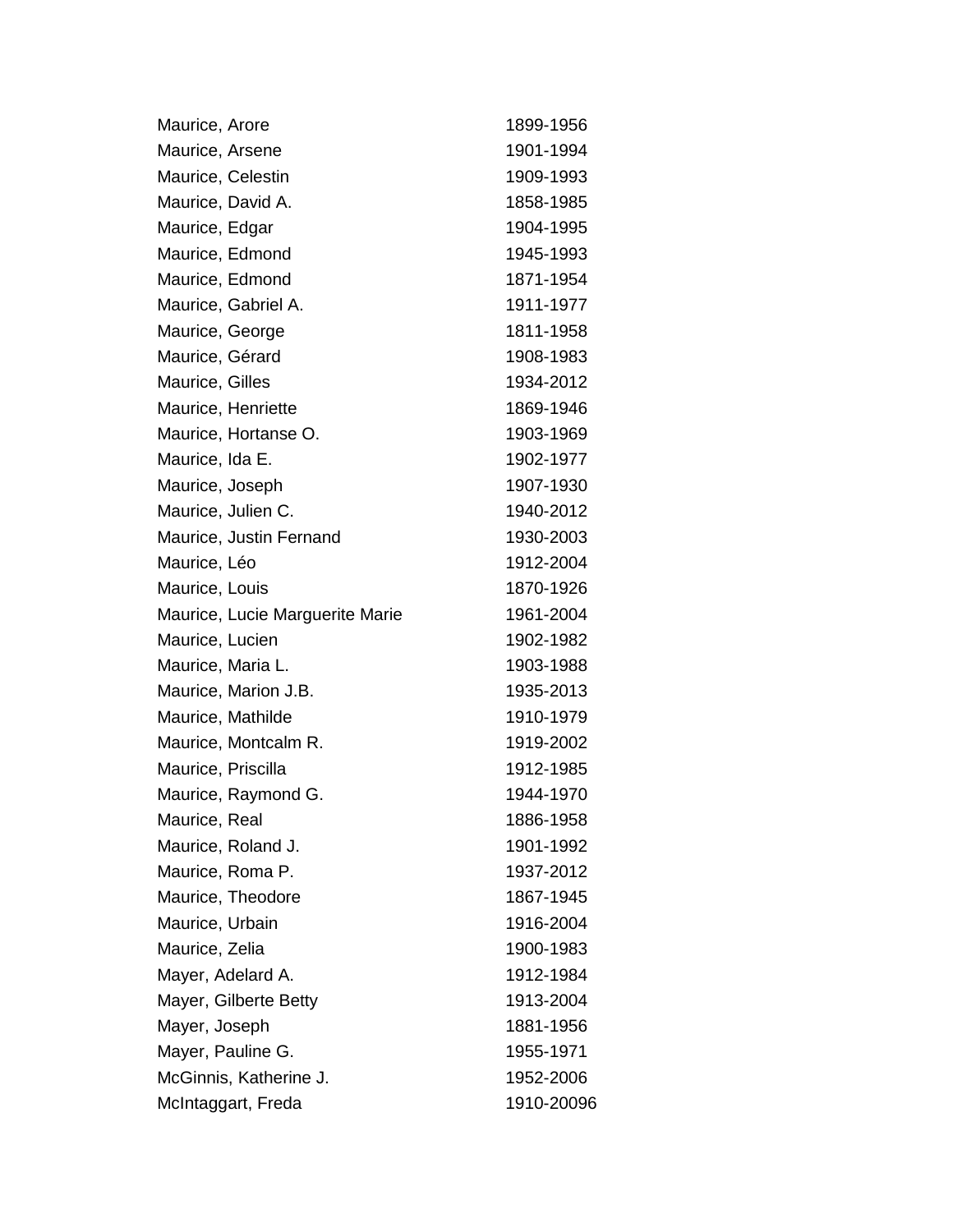| | |
|---|---|
| Maurice, Arore | 1899-1956 |
| Maurice, Arsene | 1901-1994 |
| Maurice, Celestin | 1909-1993 |
| Maurice, David A. | 1858-1985 |
| Maurice, Edgar | 1904-1995 |
| Maurice, Edmond | 1945-1993 |
| Maurice, Edmond | 1871-1954 |
| Maurice, Gabriel A. | 1911-1977 |
| Maurice, George | 1811-1958 |
| Maurice, Gérard | 1908-1983 |
| Maurice, Gilles | 1934-2012 |
| Maurice, Henriette | 1869-1946 |
| Maurice, Hortanse O. | 1903-1969 |
| Maurice, Ida E. | 1902-1977 |
| Maurice, Joseph | 1907-1930 |
| Maurice, Julien C. | 1940-2012 |
| Maurice, Justin Fernand | 1930-2003 |
| Maurice, Léo | 1912-2004 |
| Maurice, Louis | 1870-1926 |
| Maurice, Lucie Marguerite Marie | 1961-2004 |
| Maurice, Lucien | 1902-1982 |
| Maurice, Maria L. | 1903-1988 |
| Maurice, Marion J.B. | 1935-2013 |
| Maurice, Mathilde | 1910-1979 |
| Maurice, Montcalm R. | 1919-2002 |
| Maurice, Priscilla | 1912-1985 |
| Maurice, Raymond G. | 1944-1970 |
| Maurice, Real | 1886-1958 |
| Maurice, Roland J. | 1901-1992 |
| Maurice, Roma P. | 1937-2012 |
| Maurice, Theodore | 1867-1945 |
| Maurice, Urbain | 1916-2004 |
| Maurice, Zelia | 1900-1983 |
| Mayer, Adelard A. | 1912-1984 |
| Mayer, Gilberte Betty | 1913-2004 |
| Mayer, Joseph | 1881-1956 |
| Mayer, Pauline G. | 1955-1971 |
| McGinnis, Katherine J. | 1952-2006 |
| McIntaggart, Freda | 1910-20096 |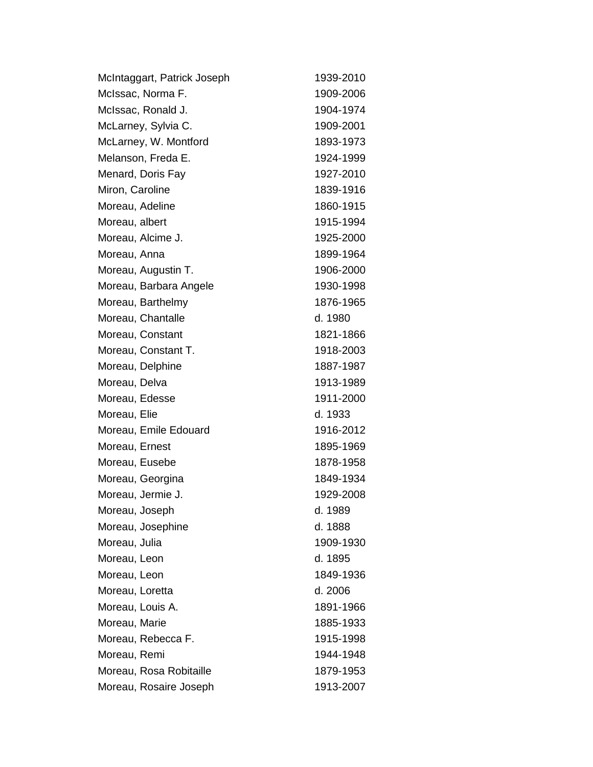| | |
|---|---|
| McIntaggart, Patrick Joseph | 1939-2010 |
| McIssac, Norma F. | 1909-2006 |
| McIssac, Ronald J. | 1904-1974 |
| McLarney, Sylvia C. | 1909-2001 |
| McLarney, W. Montford | 1893-1973 |
| Melanson, Freda E. | 1924-1999 |
| Menard, Doris Fay | 1927-2010 |
| Miron, Caroline | 1839-1916 |
| Moreau, Adeline | 1860-1915 |
| Moreau, albert | 1915-1994 |
| Moreau, Alcime J. | 1925-2000 |
| Moreau, Anna | 1899-1964 |
| Moreau, Augustin T. | 1906-2000 |
| Moreau, Barbara Angele | 1930-1998 |
| Moreau, Barthelmy | 1876-1965 |
| Moreau, Chantalle | d. 1980 |
| Moreau, Constant | 1821-1866 |
| Moreau, Constant T. | 1918-2003 |
| Moreau, Delphine | 1887-1987 |
| Moreau, Delva | 1913-1989 |
| Moreau, Edesse | 1911-2000 |
| Moreau, Elie | d. 1933 |
| Moreau, Emile Edouard | 1916-2012 |
| Moreau, Ernest | 1895-1969 |
| Moreau, Eusebe | 1878-1958 |
| Moreau, Georgina | 1849-1934 |
| Moreau, Jermie J. | 1929-2008 |
| Moreau, Joseph | d. 1989 |
| Moreau, Josephine | d. 1888 |
| Moreau, Julia | 1909-1930 |
| Moreau, Leon | d. 1895 |
| Moreau, Leon | 1849-1936 |
| Moreau, Loretta | d. 2006 |
| Moreau, Louis A. | 1891-1966 |
| Moreau, Marie | 1885-1933 |
| Moreau, Rebecca F. | 1915-1998 |
| Moreau, Remi | 1944-1948 |
| Moreau, Rosa Robitaille | 1879-1953 |
| Moreau, Rosaire Joseph | 1913-2007 |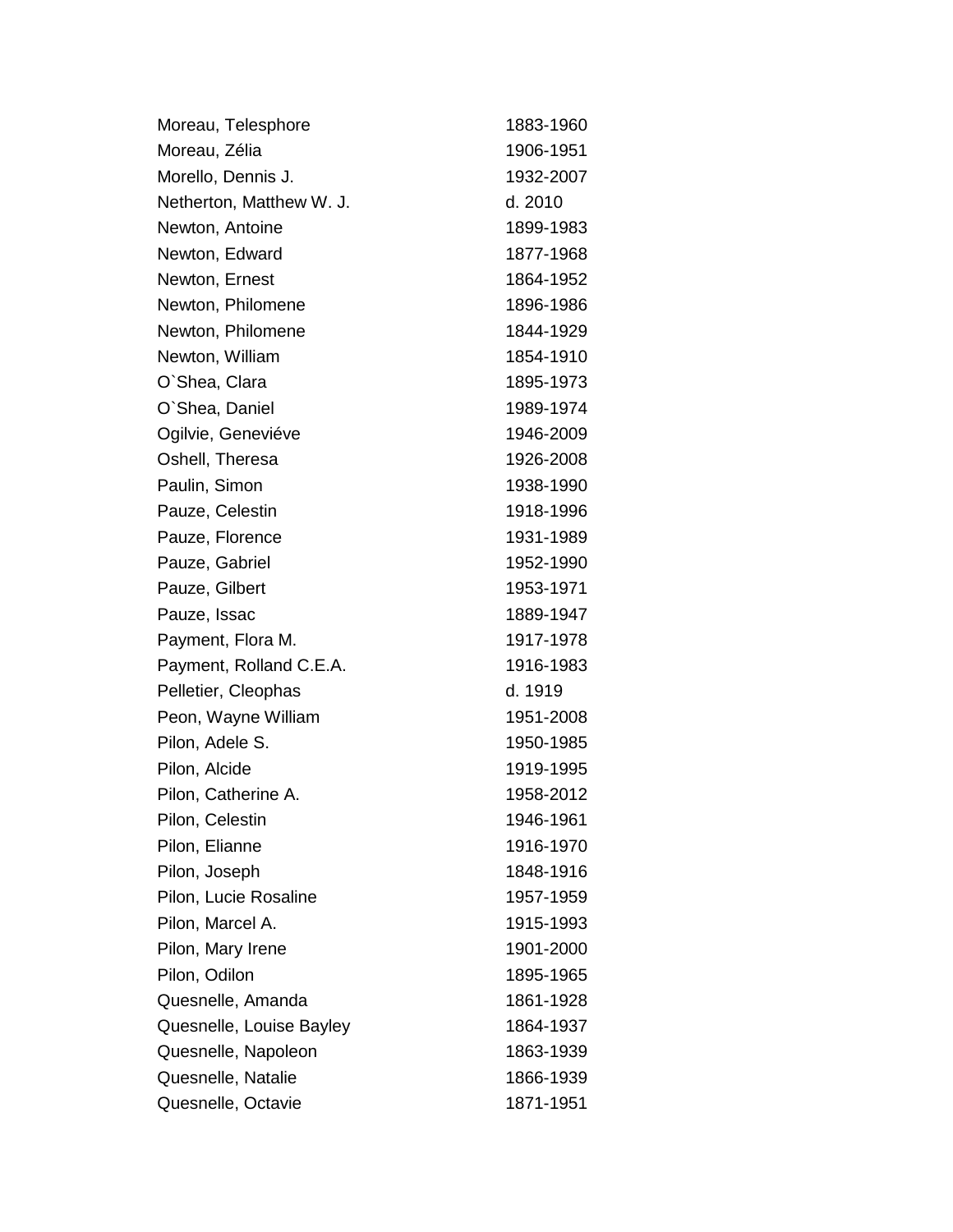| | |
|---|---|
| Moreau, Telesphore | 1883-1960 |
| Moreau, Zélia | 1906-1951 |
| Morello, Dennis J. | 1932-2007 |
| Netherton, Matthew W. J. | d. 2010 |
| Newton, Antoine | 1899-1983 |
| Newton, Edward | 1877-1968 |
| Newton, Ernest | 1864-1952 |
| Newton, Philomene | 1896-1986 |
| Newton, Philomene | 1844-1929 |
| Newton, William | 1854-1910 |
| O`Shea, Clara | 1895-1973 |
| O`Shea, Daniel | 1989-1974 |
| Ogilvie, Geneviéve | 1946-2009 |
| Oshell, Theresa | 1926-2008 |
| Paulin, Simon | 1938-1990 |
| Pauze, Celestin | 1918-1996 |
| Pauze, Florence | 1931-1989 |
| Pauze, Gabriel | 1952-1990 |
| Pauze, Gilbert | 1953-1971 |
| Pauze, Issac | 1889-1947 |
| Payment, Flora M. | 1917-1978 |
| Payment, Rolland C.E.A. | 1916-1983 |
| Pelletier, Cleophas | d. 1919 |
| Peon, Wayne William | 1951-2008 |
| Pilon, Adele S. | 1950-1985 |
| Pilon, Alcide | 1919-1995 |
| Pilon, Catherine A. | 1958-2012 |
| Pilon, Celestin | 1946-1961 |
| Pilon, Elianne | 1916-1970 |
| Pilon, Joseph | 1848-1916 |
| Pilon, Lucie Rosaline | 1957-1959 |
| Pilon, Marcel A. | 1915-1993 |
| Pilon, Mary Irene | 1901-2000 |
| Pilon, Odilon | 1895-1965 |
| Quesnelle, Amanda | 1861-1928 |
| Quesnelle, Louise Bayley | 1864-1937 |
| Quesnelle, Napoleon | 1863-1939 |
| Quesnelle, Natalie | 1866-1939 |
| Quesnelle, Octavie | 1871-1951 |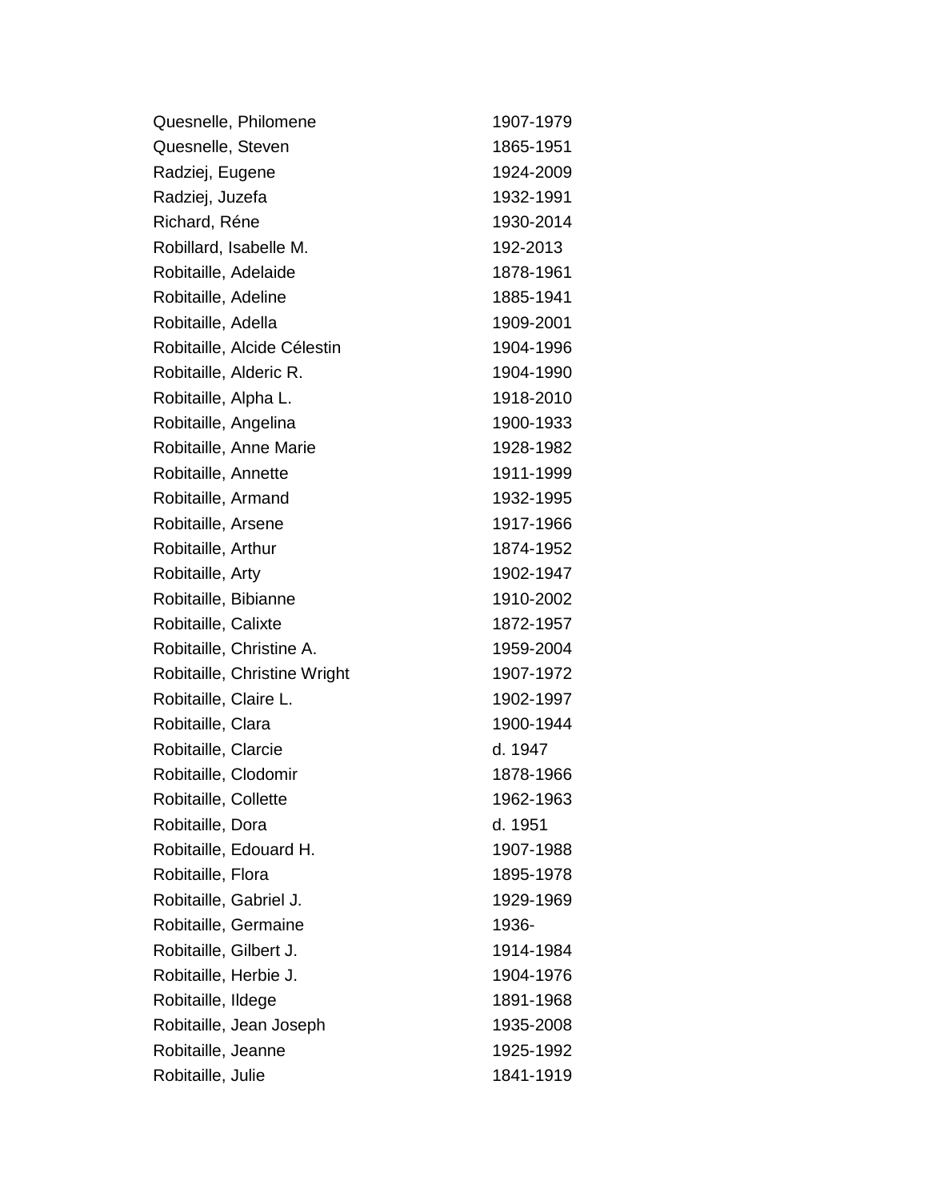| | |
|---|---|
| Quesnelle, Philomene | 1907-1979 |
| Quesnelle, Steven | 1865-1951 |
| Radziej, Eugene | 1924-2009 |
| Radziej, Juzefa | 1932-1991 |
| Richard, Réne | 1930-2014 |
| Robillard, Isabelle M. | 192-2013 |
| Robitaille, Adelaide | 1878-1961 |
| Robitaille, Adeline | 1885-1941 |
| Robitaille, Adella | 1909-2001 |
| Robitaille, Alcide Célestin | 1904-1996 |
| Robitaille, Alderic R. | 1904-1990 |
| Robitaille, Alpha L. | 1918-2010 |
| Robitaille, Angelina | 1900-1933 |
| Robitaille, Anne Marie | 1928-1982 |
| Robitaille, Annette | 1911-1999 |
| Robitaille, Armand | 1932-1995 |
| Robitaille, Arsene | 1917-1966 |
| Robitaille, Arthur | 1874-1952 |
| Robitaille, Arty | 1902-1947 |
| Robitaille, Bibianne | 1910-2002 |
| Robitaille, Calixte | 1872-1957 |
| Robitaille, Christine A. | 1959-2004 |
| Robitaille, Christine Wright | 1907-1972 |
| Robitaille, Claire L. | 1902-1997 |
| Robitaille, Clara | 1900-1944 |
| Robitaille, Clarcie | d. 1947 |
| Robitaille, Clodomir | 1878-1966 |
| Robitaille, Collette | 1962-1963 |
| Robitaille, Dora | d. 1951 |
| Robitaille, Edouard H. | 1907-1988 |
| Robitaille, Flora | 1895-1978 |
| Robitaille, Gabriel J. | 1929-1969 |
| Robitaille, Germaine | 1936- |
| Robitaille, Gilbert J. | 1914-1984 |
| Robitaille, Herbie J. | 1904-1976 |
| Robitaille, Ildege | 1891-1968 |
| Robitaille, Jean Joseph | 1935-2008 |
| Robitaille, Jeanne | 1925-1992 |
| Robitaille, Julie | 1841-1919 |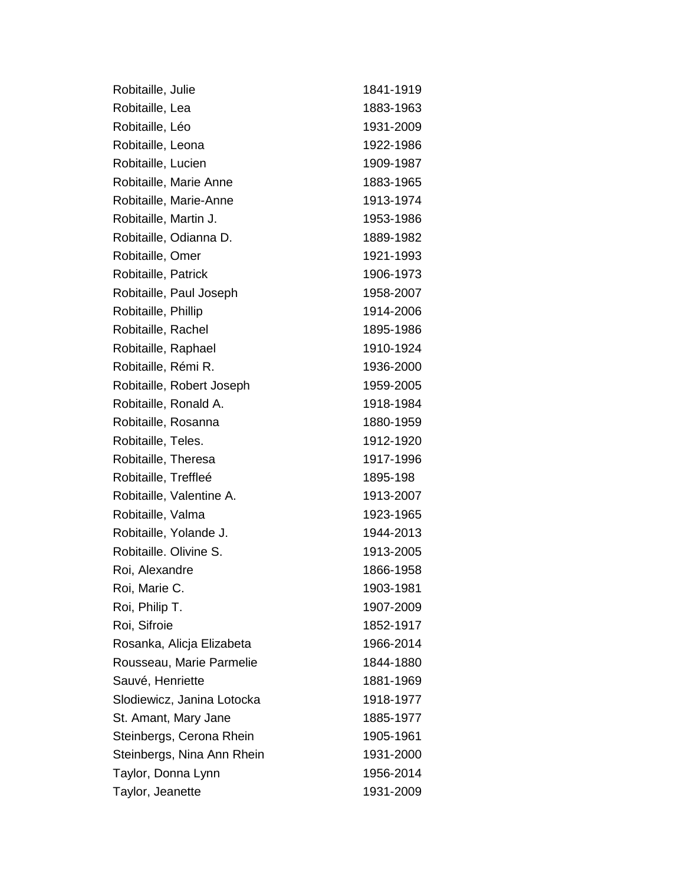| | |
|---|---|
| Robitaille, Julie | 1841-1919 |
| Robitaille, Lea | 1883-1963 |
| Robitaille, Léo | 1931-2009 |
| Robitaille, Leona | 1922-1986 |
| Robitaille, Lucien | 1909-1987 |
| Robitaille, Marie Anne | 1883-1965 |
| Robitaille, Marie-Anne | 1913-1974 |
| Robitaille, Martin J. | 1953-1986 |
| Robitaille, Odianna D. | 1889-1982 |
| Robitaille, Omer | 1921-1993 |
| Robitaille, Patrick | 1906-1973 |
| Robitaille, Paul Joseph | 1958-2007 |
| Robitaille, Phillip | 1914-2006 |
| Robitaille, Rachel | 1895-1986 |
| Robitaille, Raphael | 1910-1924 |
| Robitaille, Rémi R. | 1936-2000 |
| Robitaille, Robert Joseph | 1959-2005 |
| Robitaille, Ronald A. | 1918-1984 |
| Robitaille, Rosanna | 1880-1959 |
| Robitaille, Teles. | 1912-1920 |
| Robitaille, Theresa | 1917-1996 |
| Robitaille, Treffleé | 1895-198 |
| Robitaille, Valentine A. | 1913-2007 |
| Robitaille, Valma | 1923-1965 |
| Robitaille, Yolande J. | 1944-2013 |
| Robitaille. Olivine S. | 1913-2005 |
| Roi, Alexandre | 1866-1958 |
| Roi, Marie C. | 1903-1981 |
| Roi, Philip T. | 1907-2009 |
| Roi, Sifroie | 1852-1917 |
| Rosanka, Alicja Elizabeta | 1966-2014 |
| Rousseau, Marie Parmelie | 1844-1880 |
| Sauvé, Henriette | 1881-1969 |
| Slodiewicz, Janina Lotocka | 1918-1977 |
| St. Amant, Mary Jane | 1885-1977 |
| Steinbergs, Cerona Rhein | 1905-1961 |
| Steinbergs, Nina Ann Rhein | 1931-2000 |
| Taylor, Donna Lynn | 1956-2014 |
| Taylor, Jeanette | 1931-2009 |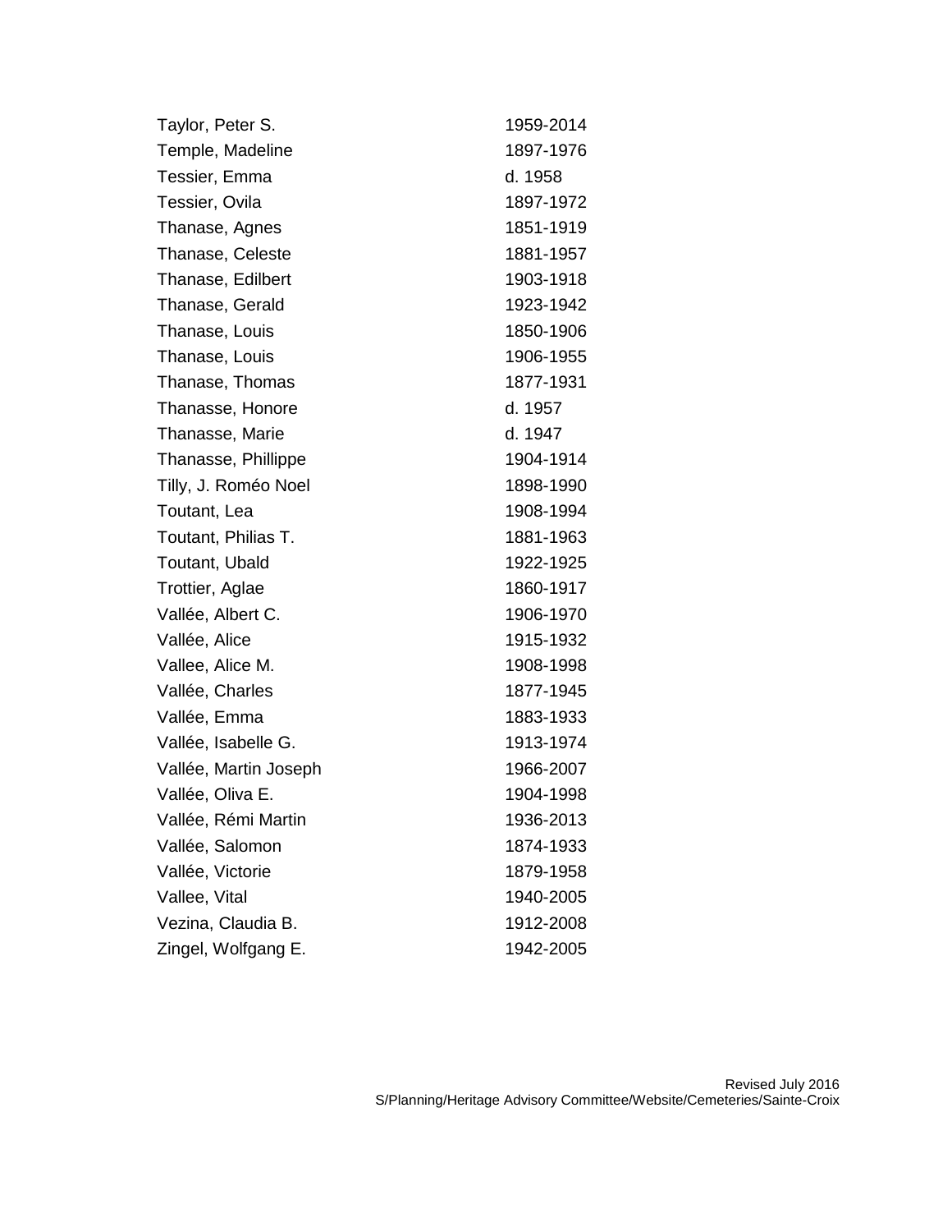| | |
|---|---|
| Taylor, Peter S. | 1959-2014 |
| Temple, Madeline | 1897-1976 |
| Tessier, Emma | d. 1958 |
| Tessier, Ovila | 1897-1972 |
| Thanase, Agnes | 1851-1919 |
| Thanase, Celeste | 1881-1957 |
| Thanase, Edilbert | 1903-1918 |
| Thanase, Gerald | 1923-1942 |
| Thanase, Louis | 1850-1906 |
| Thanase, Louis | 1906-1955 |
| Thanase, Thomas | 1877-1931 |
| Thanasse, Honore | d. 1957 |
| Thanasse, Marie | d. 1947 |
| Thanasse, Phillippe | 1904-1914 |
| Tilly, J. Roméo Noel | 1898-1990 |
| Toutant, Lea | 1908-1994 |
| Toutant, Philias T. | 1881-1963 |
| Toutant, Ubald | 1922-1925 |
| Trottier, Aglae | 1860-1917 |
| Vallée, Albert C. | 1906-1970 |
| Vallée, Alice | 1915-1932 |
| Vallee, Alice M. | 1908-1998 |
| Vallée, Charles | 1877-1945 |
| Vallée, Emma | 1883-1933 |
| Vallée, Isabelle G. | 1913-1974 |
| Vallée, Martin Joseph | 1966-2007 |
| Vallée, Oliva E. | 1904-1998 |
| Vallée, Rémi Martin | 1936-2013 |
| Vallée, Salomon | 1874-1933 |
| Vallée, Victorie | 1879-1958 |
| Vallee, Vital | 1940-2005 |
| Vezina, Claudia B. | 1912-2008 |
| Zingel, Wolfgang E. | 1942-2005 |

Revised July 2016
S/Planning/Heritage Advisory Committee/Website/Cemeteries/Sainte-Croix